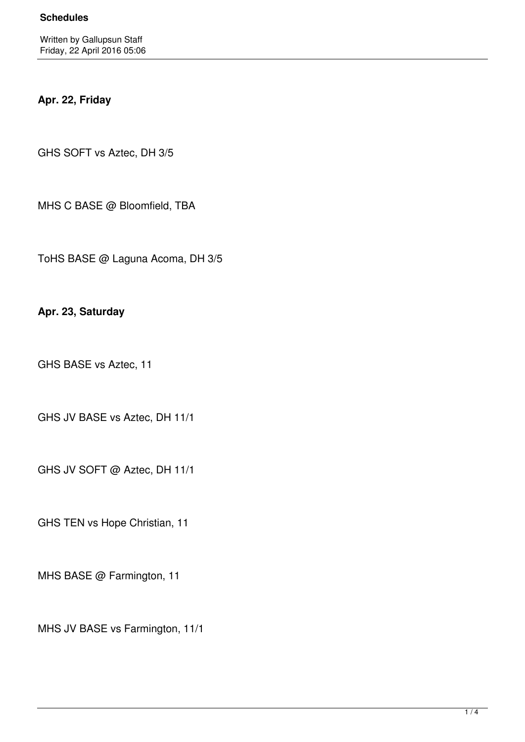# Schedules

Written by Gallupsun Staff
Friday, 22 April 2016 05:06

**Apr. 22, Friday**

GHS SOFT vs Aztec, DH 3/5

MHS C BASE @ Bloomfield, TBA

ToHS BASE @ Laguna Acoma, DH 3/5

**Apr. 23, Saturday**

GHS BASE vs Aztec, 11

GHS JV BASE vs Aztec, DH 11/1

GHS JV SOFT @ Aztec, DH 11/1

GHS TEN vs Hope Christian, 11

MHS BASE @ Farmington, 11

MHS JV BASE vs Farmington, 11/1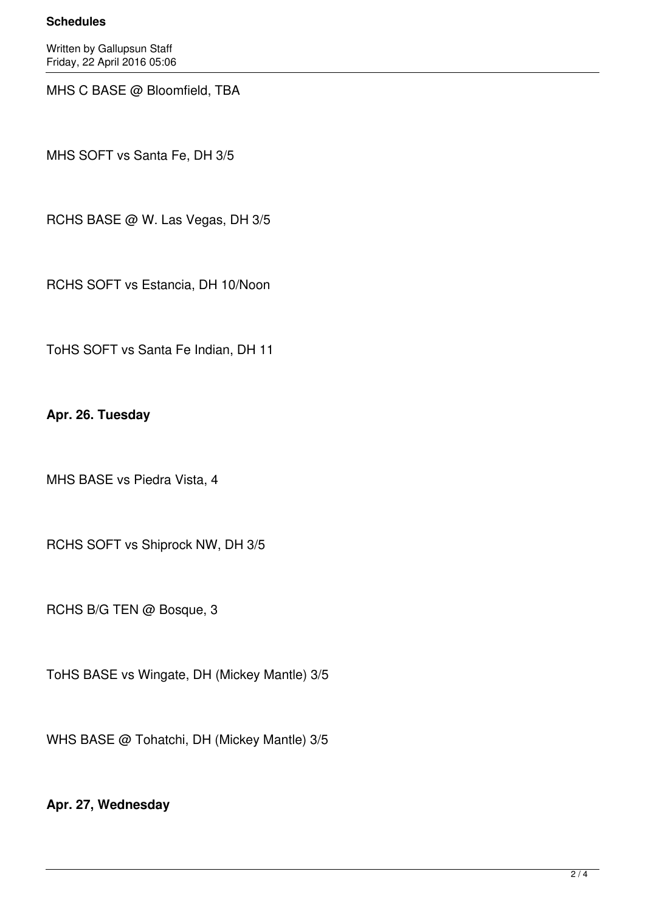MHS C BASE @ Bloomfield, TBA

MHS SOFT vs Santa Fe, DH 3/5

RCHS BASE @ W. Las Vegas, DH 3/5

RCHS SOFT vs Estancia, DH 10/Noon

ToHS SOFT vs Santa Fe Indian, DH 11

**Apr. 26. Tuesday**

MHS BASE vs Piedra Vista, 4

RCHS SOFT vs Shiprock NW, DH 3/5

RCHS B/G TEN @ Bosque, 3

ToHS BASE vs Wingate, DH (Mickey Mantle) 3/5

WHS BASE @ Tohatchi, DH (Mickey Mantle) 3/5

**Apr. 27, Wednesday**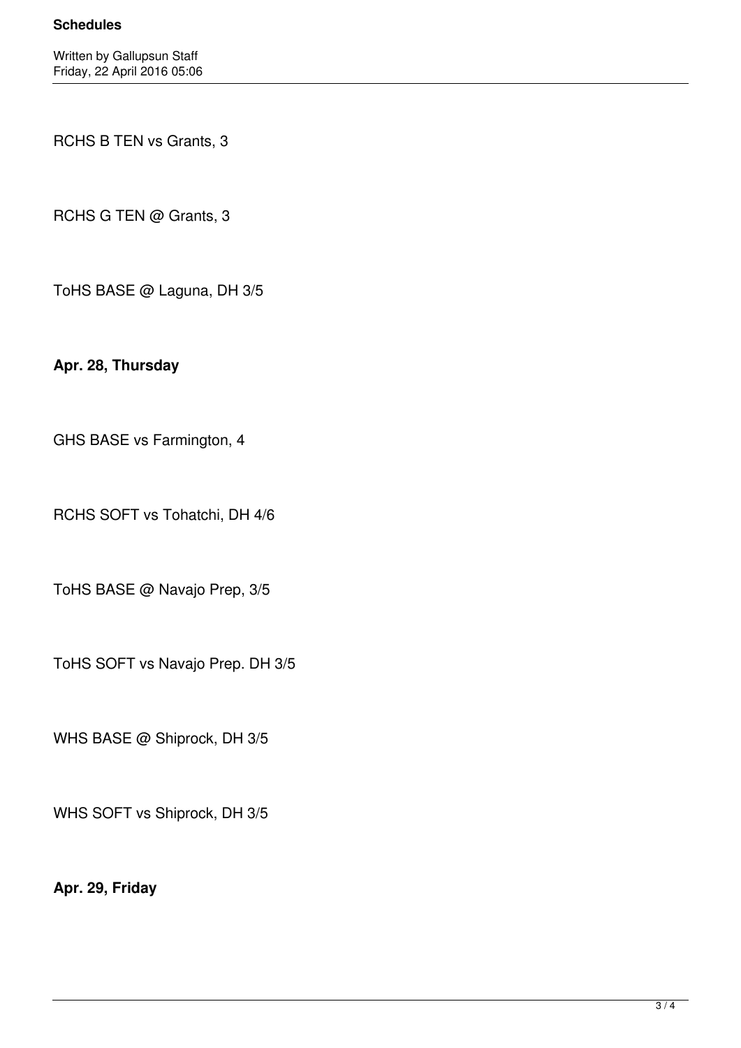RCHS B TEN vs Grants, 3

RCHS G TEN @ Grants, 3

ToHS BASE @ Laguna, DH 3/5

**Apr. 28, Thursday**

GHS BASE vs Farmington, 4

RCHS SOFT vs Tohatchi, DH 4/6

ToHS BASE @ Navajo Prep, 3/5

ToHS SOFT vs Navajo Prep. DH 3/5

WHS BASE @ Shiprock, DH 3/5

WHS SOFT vs Shiprock, DH 3/5

**Apr. 29, Friday**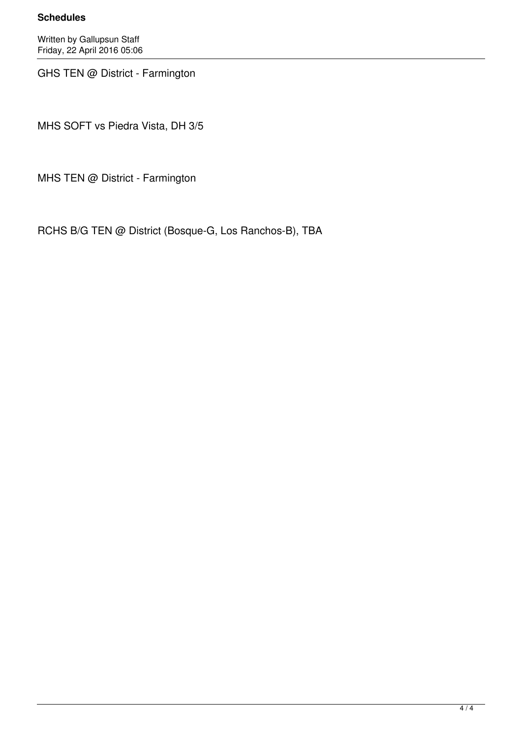GHS TEN @ District - Farmington

MHS SOFT vs Piedra Vista, DH 3/5

MHS TEN @ District - Farmington

RCHS B/G TEN @ District (Bosque-G, Los Ranchos-B), TBA